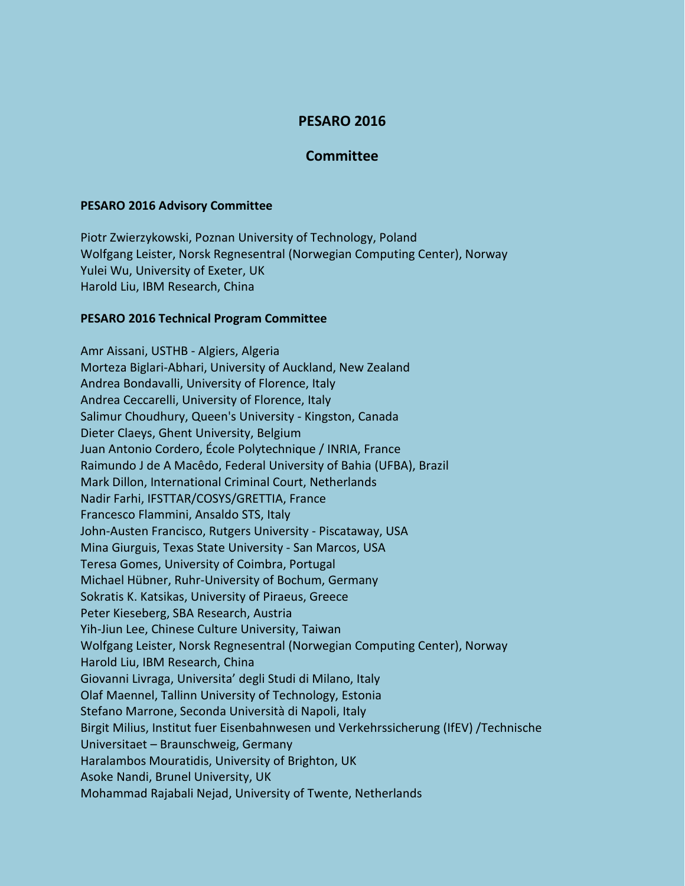# PESARO 2016

## Committee

### PESARO 2016 Advisory Committee

Piotr Zwierzykowski, Poznan University of Technology, Poland
Wolfgang Leister, Norsk Regnesentral (Norwegian Computing Center), Norway
Yulei Wu, University of Exeter, UK
Harold Liu, IBM Research, China

### PESARO 2016 Technical Program Committee

Amr Aissani, USTHB - Algiers, Algeria
Morteza Biglari-Abhari, University of Auckland, New Zealand
Andrea Bondavalli, University of Florence, Italy
Andrea Ceccarelli, University of Florence, Italy
Salimur Choudhury, Queen's University - Kingston, Canada
Dieter Claeys, Ghent University, Belgium
Juan Antonio Cordero, École Polytechnique / INRIA, France
Raimundo J de A Macêdo, Federal University of Bahia (UFBA), Brazil
Mark Dillon, International Criminal Court, Netherlands
Nadir Farhi, IFSTTAR/COSYS/GRETTIA, France
Francesco Flammini, Ansaldo STS, Italy
John-Austen Francisco, Rutgers University - Piscataway, USA
Mina Giurguis, Texas State University - San Marcos, USA
Teresa Gomes, University of Coimbra, Portugal
Michael Hübner, Ruhr-University of Bochum, Germany
Sokratis K. Katsikas, University of Piraeus, Greece
Peter Kieseberg, SBA Research, Austria
Yih-Jiun Lee, Chinese Culture University, Taiwan
Wolfgang Leister, Norsk Regnesentral (Norwegian Computing Center), Norway
Harold Liu, IBM Research, China
Giovanni Livraga, Universita' degli Studi di Milano, Italy
Olaf Maennel, Tallinn University of Technology, Estonia
Stefano Marrone, Seconda Università di Napoli, Italy
Birgit Milius, Institut fuer Eisenbahnwesen und Verkehrssicherung (IfEV) /Technische Universitaet – Braunschweig, Germany
Haralambos Mouratidis, University of Brighton, UK
Asoke Nandi, Brunel University, UK
Mohammad Rajabali Nejad, University of Twente, Netherlands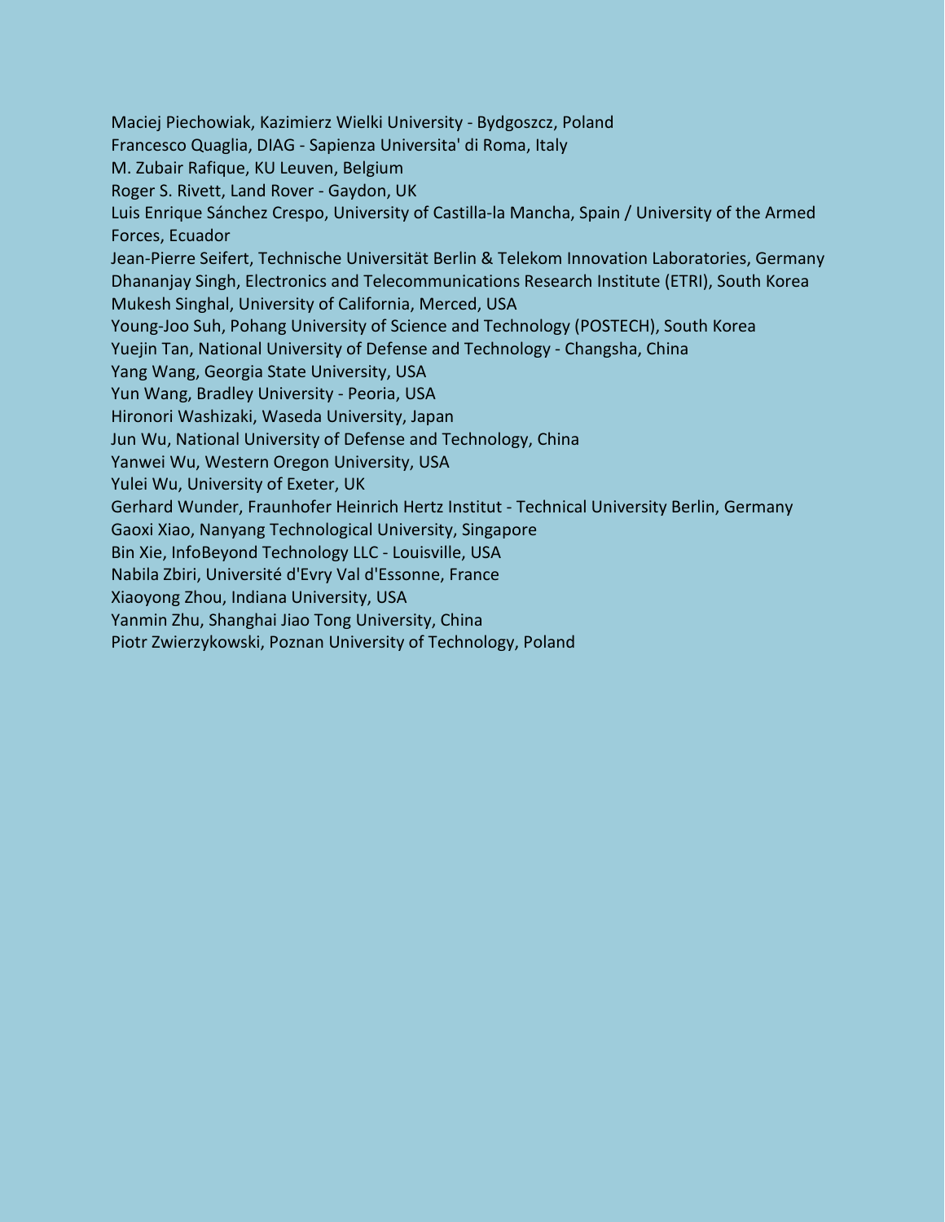Maciej Piechowiak, Kazimierz Wielki University - Bydgoszcz, Poland
Francesco Quaglia, DIAG - Sapienza Universita' di Roma, Italy
M. Zubair Rafique, KU Leuven, Belgium
Roger S. Rivett, Land Rover - Gaydon, UK
Luis Enrique Sánchez Crespo, University of Castilla-la Mancha, Spain / University of the Armed Forces, Ecuador
Jean-Pierre Seifert, Technische Universität Berlin & Telekom Innovation Laboratories, Germany
Dhananjay Singh, Electronics and Telecommunications Research Institute (ETRI), South Korea
Mukesh Singhal, University of California, Merced, USA
Young-Joo Suh, Pohang University of Science and Technology (POSTECH), South Korea
Yuejin Tan, National University of Defense and Technology - Changsha, China
Yang Wang, Georgia State University, USA
Yun Wang, Bradley University - Peoria, USA
Hironori Washizaki, Waseda University, Japan
Jun Wu, National University of Defense and Technology, China
Yanwei Wu, Western Oregon University, USA
Yulei Wu, University of Exeter, UK
Gerhard Wunder, Fraunhofer Heinrich Hertz Institut - Technical University Berlin, Germany
Gaoxi Xiao, Nanyang Technological University, Singapore
Bin Xie, InfoBeyond Technology LLC - Louisville, USA
Nabila Zbiri, Université d'Evry Val d'Essonne, France
Xiaoyong Zhou, Indiana University, USA
Yanmin Zhu, Shanghai Jiao Tong University, China
Piotr Zwierzykowski, Poznan University of Technology, Poland